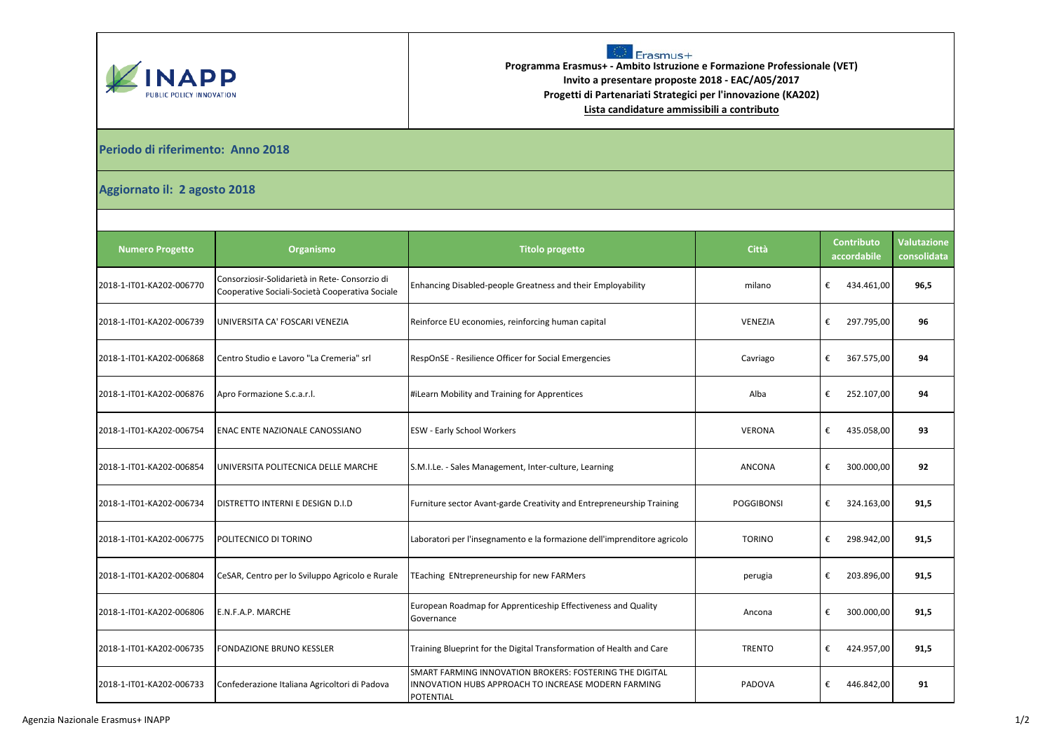Erasmus+

**Programma Erasmus+ - Ambito Istruzione e Formazione Professionale (VET)**
**Invito a presentare proposte 2018 - EAC/A05/2017**
**Progetti di Partenariati Strategici per l'innovazione (KA202)**
**Lista candidature ammissibili a contributo**

## Periodo di riferimento: Anno 2018

## Aggiornato il: 2 agosto 2018

| Numero Progetto | Organismo | Titolo progetto | Città | Contributo accordabile | Valutazione consolidata |
|---|---|---|---|---|---|
| 2018-1-IT01-KA202-006770 | Consorziosir-Solidarietà in Rete- Consorzio di Cooperative Sociali-Società Cooperativa Sociale | Enhancing Disabled-people Greatness and their Employability | milano | € 434.461,00 | 96,5 |
| 2018-1-IT01-KA202-006739 | UNIVERSITA CA' FOSCARI VENEZIA | Reinforce EU economies, reinforcing human capital | VENEZIA | € 297.795,00 | 96 |
| 2018-1-IT01-KA202-006868 | Centro Studio e Lavoro "La Cremeria" srl | RespOnSE - Resilience Officer for Social Emergencies | Cavriago | € 367.575,00 | 94 |
| 2018-1-IT01-KA202-006876 | Apro Formazione S.c.a.r.l. | #iLearn Mobility and Training for Apprentices | Alba | € 252.107,00 | 94 |
| 2018-1-IT01-KA202-006754 | ENAC ENTE NAZIONALE CANOSSIANO | ESW - Early School Workers | VERONA | € 435.058,00 | 93 |
| 2018-1-IT01-KA202-006854 | UNIVERSITA POLITECNICA DELLE MARCHE | S.M.I.Le. - Sales Management, Inter-culture, Learning | ANCONA | € 300.000,00 | 92 |
| 2018-1-IT01-KA202-006734 | DISTRETTO INTERNI E DESIGN D.I.D | Furniture sector Avant-garde Creativity and Entrepreneurship Training | POGGIBONSI | € 324.163,00 | 91,5 |
| 2018-1-IT01-KA202-006775 | POLITECNICO DI TORINO | Laboratori per l'insegnamento e la formazione dell'imprenditore agricolo | TORINO | € 298.942,00 | 91,5 |
| 2018-1-IT01-KA202-006804 | CeSAR, Centro per lo Sviluppo Agricolo e Rurale | TEaching ENtrepreneurship for new FARMers | perugia | € 203.896,00 | 91,5 |
| 2018-1-IT01-KA202-006806 | E.N.F.A.P. MARCHE | European Roadmap for Apprenticeship Effectiveness and Quality Governance | Ancona | € 300.000,00 | 91,5 |
| 2018-1-IT01-KA202-006735 | FONDAZIONE BRUNO KESSLER | Training Blueprint for the Digital Transformation of Health and Care | TRENTO | € 424.957,00 | 91,5 |
| 2018-1-IT01-KA202-006733 | Confederazione Italiana Agricoltori di Padova | SMART FARMING INNOVATION BROKERS: FOSTERING THE DIGITAL INNOVATION HUBS APPROACH TO INCREASE MODERN FARMING POTENTIAL | PADOVA | € 446.842,00 | 91 |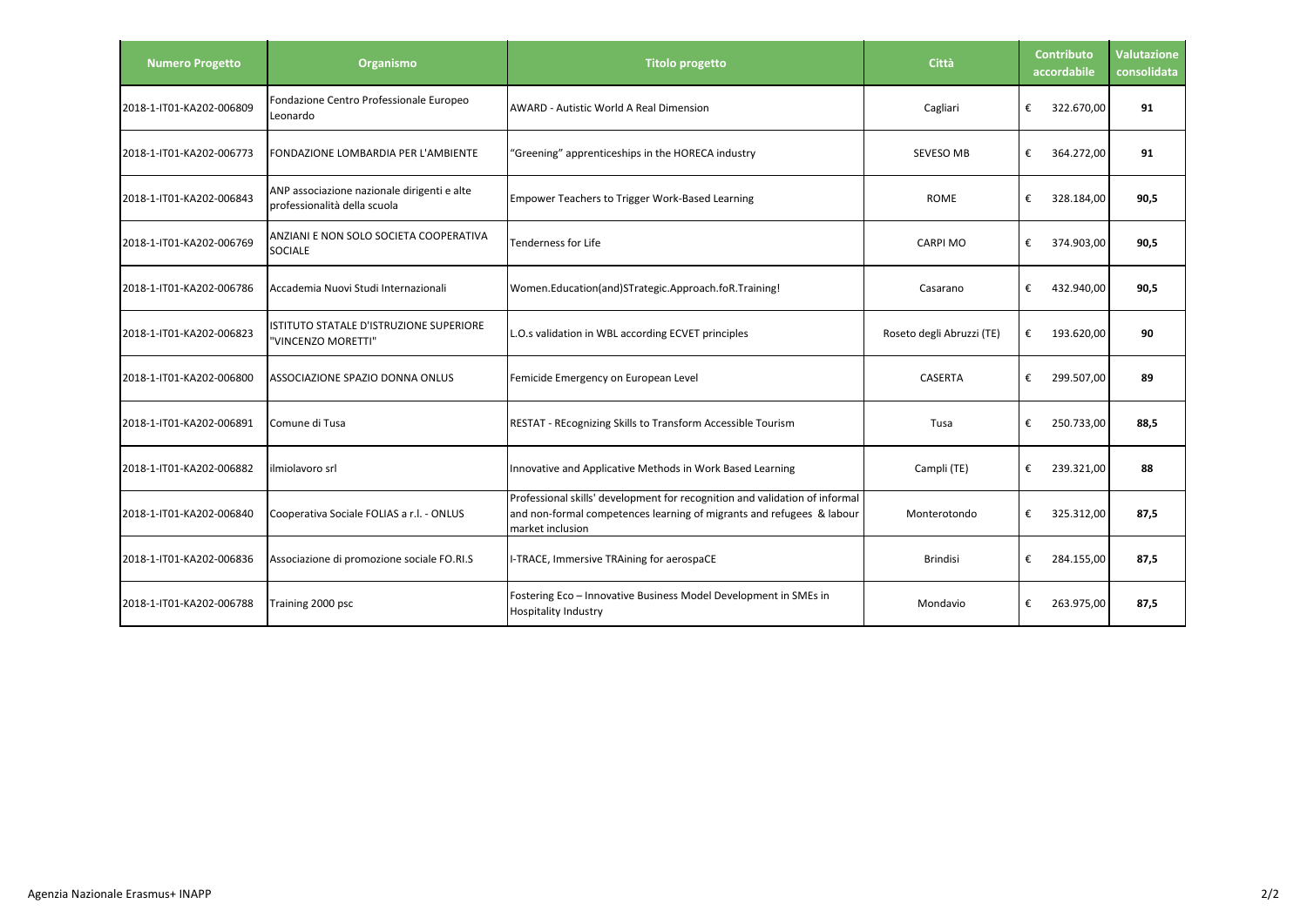| Numero Progetto | Organismo | Titolo progetto | Città | Contributo accordabile | Valutazione consolidata |
|---|---|---|---|---|---|
| 2018-1-IT01-KA202-006809 | Fondazione Centro Professionale Europeo Leonardo | AWARD - Autistic World A Real Dimension | Cagliari | € 322.670,00 | 91 |
| 2018-1-IT01-KA202-006773 | FONDAZIONE LOMBARDIA PER L'AMBIENTE | "Greening" apprenticeships in the HORECA industry | SEVESO MB | € 364.272,00 | 91 |
| 2018-1-IT01-KA202-006843 | ANP associazione nazionale dirigenti e alte professionalità della scuola | Empower Teachers to Trigger Work-Based Learning | ROME | € 328.184,00 | 90,5 |
| 2018-1-IT01-KA202-006769 | ANZIANI E NON SOLO SOCIETA COOPERATIVA SOCIALE | Tenderness for Life | CARPI MO | € 374.903,00 | 90,5 |
| 2018-1-IT01-KA202-006786 | Accademia Nuovi Studi Internazionali | Women.Education(and)STrategic.Approach.foR.Training! | Casarano | € 432.940,00 | 90,5 |
| 2018-1-IT01-KA202-006823 | ISTITUTO STATALE D'ISTRUZIONE SUPERIORE "VINCENZO MORETTI" | L.O.s validation in WBL according ECVET principles | Roseto degli Abruzzi (TE) | € 193.620,00 | 90 |
| 2018-1-IT01-KA202-006800 | ASSOCIAZIONE SPAZIO DONNA ONLUS | Femicide Emergency on European Level | CASERTA | € 299.507,00 | 89 |
| 2018-1-IT01-KA202-006891 | Comune di Tusa | RESTAT - REcognizing Skills to Transform Accessible Tourism | Tusa | € 250.733,00 | 88,5 |
| 2018-1-IT01-KA202-006882 | ilmiolavoro srl | Innovative and Applicative Methods in Work Based Learning | Campli (TE) | € 239.321,00 | 88 |
| 2018-1-IT01-KA202-006840 | Cooperativa Sociale FOLIAS a r.l. - ONLUS | Professional skills' development for recognition and validation of informal and non-formal competences learning of migrants and refugees & labour market inclusion | Monterotondo | € 325.312,00 | 87,5 |
| 2018-1-IT01-KA202-006836 | Associazione di promozione sociale FO.RI.S | I-TRACE, Immersive TRAining for aerospaCE | Brindisi | € 284.155,00 | 87,5 |
| 2018-1-IT01-KA202-006788 | Training 2000 psc | Fostering Eco – Innovative Business Model Development in SMEs in Hospitality Industry | Mondavio | € 263.975,00 | 87,5 |